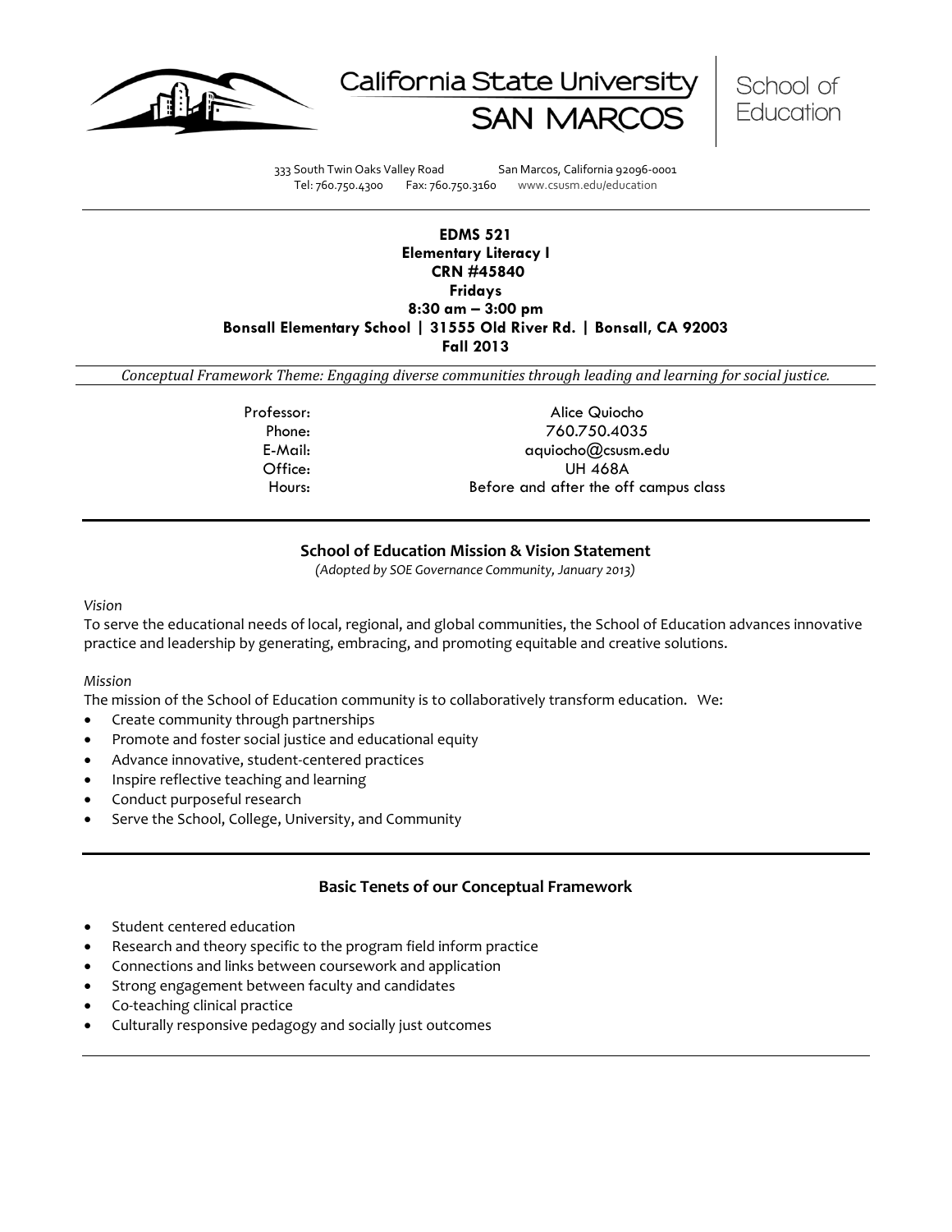California State University SAN MARCOS | School of Education

333 South Twin Oaks Valley Road San Marcos, California 92096-0001
Tel: 760.750.4300 Fax: 760.750.3160 www.csusm.edu/education

**EDMS 521**
**Elementary Literacy I**
**CRN #45840**
**Fridays**
**8:30 am – 3:00 pm**
**Bonsall Elementary School | 31555 Old River Rd. | Bonsall, CA 92003**
**Fall 2013**

*Conceptual Framework Theme: Engaging diverse communities through leading and learning for social justice.*

Professor: Alice Quiocho
Phone: 760.750.4035
E-Mail: aquiocho@csusm.edu
Office: UH 468A
Hours: Before and after the off campus class

## School of Education Mission & Vision Statement

*(Adopted by SOE Governance Community, January 2013)*

*Vision*

To serve the educational needs of local, regional, and global communities, the School of Education advances innovative practice and leadership by generating, embracing, and promoting equitable and creative solutions.

*Mission*

The mission of the School of Education community is to collaboratively transform education. We:

- Create community through partnerships
- Promote and foster social justice and educational equity
- Advance innovative, student-centered practices
- Inspire reflective teaching and learning
- Conduct purposeful research
- Serve the School, College, University, and Community

## Basic Tenets of our Conceptual Framework

- Student centered education
- Research and theory specific to the program field inform practice
- Connections and links between coursework and application
- Strong engagement between faculty and candidates
- Co-teaching clinical practice
- Culturally responsive pedagogy and socially just outcomes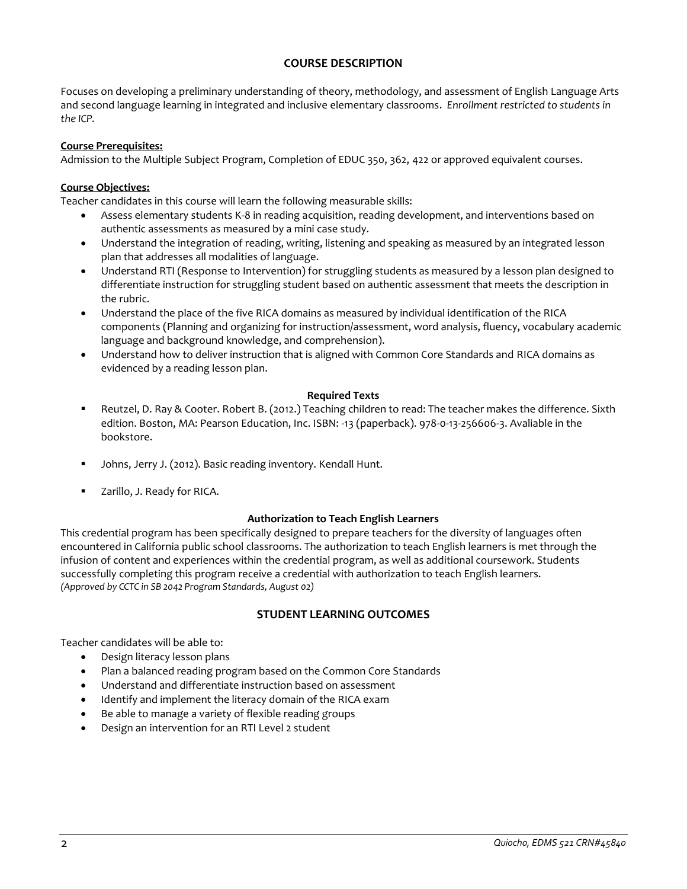## COURSE DESCRIPTION

Focuses on developing a preliminary understanding of theory, methodology, and assessment of English Language Arts and second language learning in integrated and inclusive elementary classrooms. *Enrollment restricted to students in the ICP.*

**Course Prerequisites:**
Admission to the Multiple Subject Program, Completion of EDUC 350, 362, 422 or approved equivalent courses.

**Course Objectives:**
Teacher candidates in this course will learn the following measurable skills:

- Assess elementary students K-8 in reading acquisition, reading development, and interventions based on authentic assessments as measured by a mini case study.
- Understand the integration of reading, writing, listening and speaking as measured by an integrated lesson plan that addresses all modalities of language.
- Understand RTI (Response to Intervention) for struggling students as measured by a lesson plan designed to differentiate instruction for struggling student based on authentic assessment that meets the description in the rubric.
- Understand the place of the five RICA domains as measured by individual identification of the RICA components (Planning and organizing for instruction/assessment, word analysis, fluency, vocabulary academic language and background knowledge, and comprehension).
- Understand how to deliver instruction that is aligned with Common Core Standards and RICA domains as evidenced by a reading lesson plan.

### Required Texts

- Reutzel, D. Ray & Cooter. Robert B. (2012.) Teaching children to read: The teacher makes the difference. Sixth edition. Boston, MA: Pearson Education, Inc. ISBN: -13 (paperback). 978-0-13-256606-3. Avaliable in the bookstore.
- Johns, Jerry J. (2012). Basic reading inventory. Kendall Hunt.
- Zarillo, J. Ready for RICA.

### Authorization to Teach English Learners

This credential program has been specifically designed to prepare teachers for the diversity of languages often encountered in California public school classrooms. The authorization to teach English learners is met through the infusion of content and experiences within the credential program, as well as additional coursework. Students successfully completing this program receive a credential with authorization to teach English learners.
*(Approved by CCTC in SB 2042 Program Standards, August 02)*

## STUDENT LEARNING OUTCOMES

Teacher candidates will be able to:

- Design literacy lesson plans
- Plan a balanced reading program based on the Common Core Standards
- Understand and differentiate instruction based on assessment
- Identify and implement the literacy domain of the RICA exam
- Be able to manage a variety of flexible reading groups
- Design an intervention for an RTI Level 2 student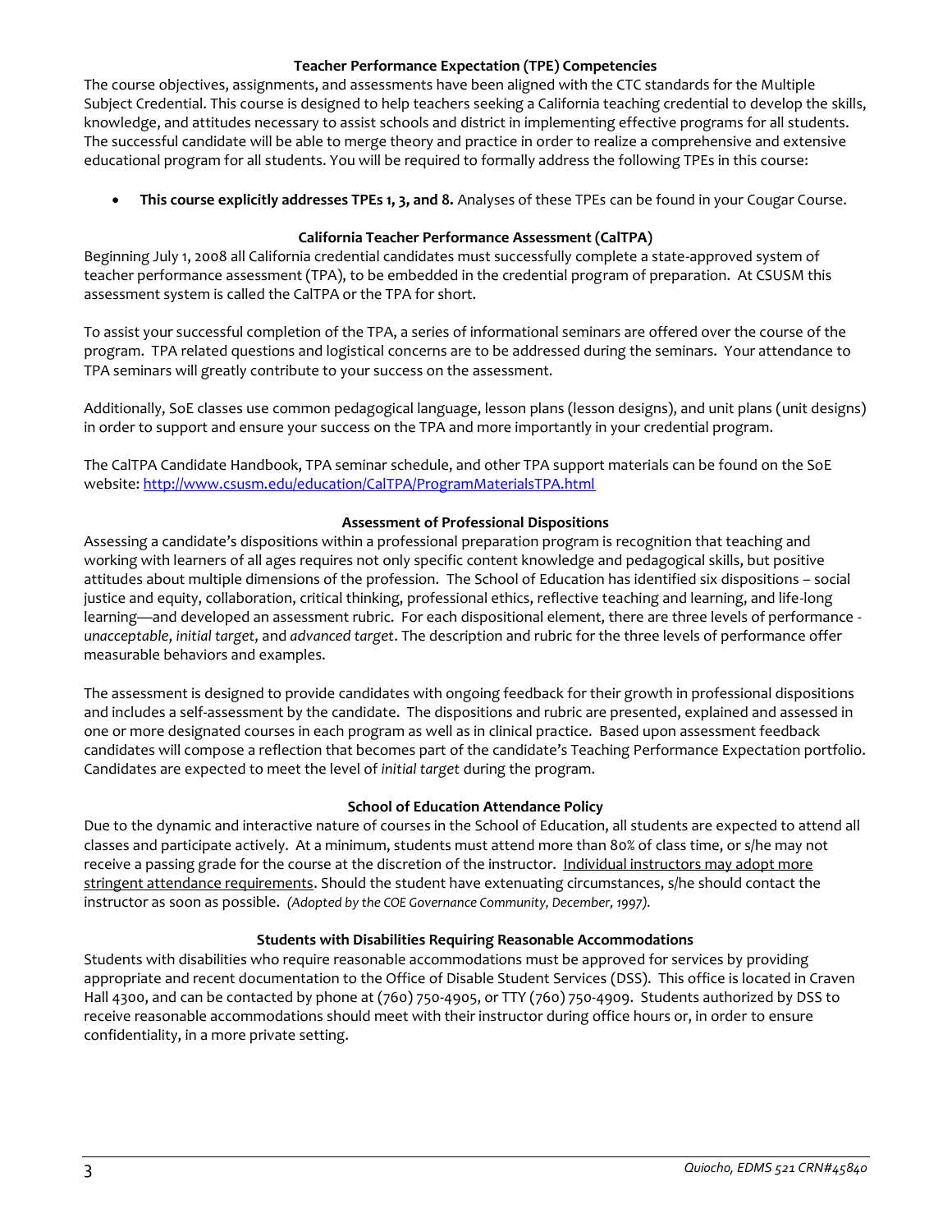## Teacher Performance Expectation (TPE) Competencies

The course objectives, assignments, and assessments have been aligned with the CTC standards for the Multiple Subject Credential. This course is designed to help teachers seeking a California teaching credential to develop the skills, knowledge, and attitudes necessary to assist schools and district in implementing effective programs for all students. The successful candidate will be able to merge theory and practice in order to realize a comprehensive and extensive educational program for all students. You will be required to formally address the following TPEs in this course:

- **This course explicitly addresses TPEs 1, 3, and 8.** Analyses of these TPEs can be found in your Cougar Course.

## California Teacher Performance Assessment (CalTPA)

Beginning July 1, 2008 all California credential candidates must successfully complete a state-approved system of teacher performance assessment (TPA), to be embedded in the credential program of preparation. At CSUSM this assessment system is called the CalTPA or the TPA for short.

To assist your successful completion of the TPA, a series of informational seminars are offered over the course of the program. TPA related questions and logistical concerns are to be addressed during the seminars. Your attendance to TPA seminars will greatly contribute to your success on the assessment.

Additionally, SoE classes use common pedagogical language, lesson plans (lesson designs), and unit plans (unit designs) in order to support and ensure your success on the TPA and more importantly in your credential program.

The CalTPA Candidate Handbook, TPA seminar schedule, and other TPA support materials can be found on the SoE website: http://www.csusm.edu/education/CalTPA/ProgramMaterialsTPA.html

## Assessment of Professional Dispositions

Assessing a candidate's dispositions within a professional preparation program is recognition that teaching and working with learners of all ages requires not only specific content knowledge and pedagogical skills, but positive attitudes about multiple dimensions of the profession. The School of Education has identified six dispositions – social justice and equity, collaboration, critical thinking, professional ethics, reflective teaching and learning, and life-long learning—and developed an assessment rubric. For each dispositional element, there are three levels of performance - *unacceptable*, *initial target*, and *advanced target*. The description and rubric for the three levels of performance offer measurable behaviors and examples.

The assessment is designed to provide candidates with ongoing feedback for their growth in professional dispositions and includes a self-assessment by the candidate. The dispositions and rubric are presented, explained and assessed in one or more designated courses in each program as well as in clinical practice. Based upon assessment feedback candidates will compose a reflection that becomes part of the candidate's Teaching Performance Expectation portfolio. Candidates are expected to meet the level of *initial target* during the program.

## School of Education Attendance Policy

Due to the dynamic and interactive nature of courses in the School of Education, all students are expected to attend all classes and participate actively. At a minimum, students must attend more than 80% of class time, or s/he may not receive a passing grade for the course at the discretion of the instructor. <u>Individual instructors may adopt more stringent attendance requirements</u>. Should the student have extenuating circumstances, s/he should contact the instructor as soon as possible. *(Adopted by the COE Governance Community, December, 1997).*

## Students with Disabilities Requiring Reasonable Accommodations

Students with disabilities who require reasonable accommodations must be approved for services by providing appropriate and recent documentation to the Office of Disable Student Services (DSS). This office is located in Craven Hall 4300, and can be contacted by phone at (760) 750-4905, or TTY (760) 750-4909. Students authorized by DSS to receive reasonable accommodations should meet with their instructor during office hours or, in order to ensure confidentiality, in a more private setting.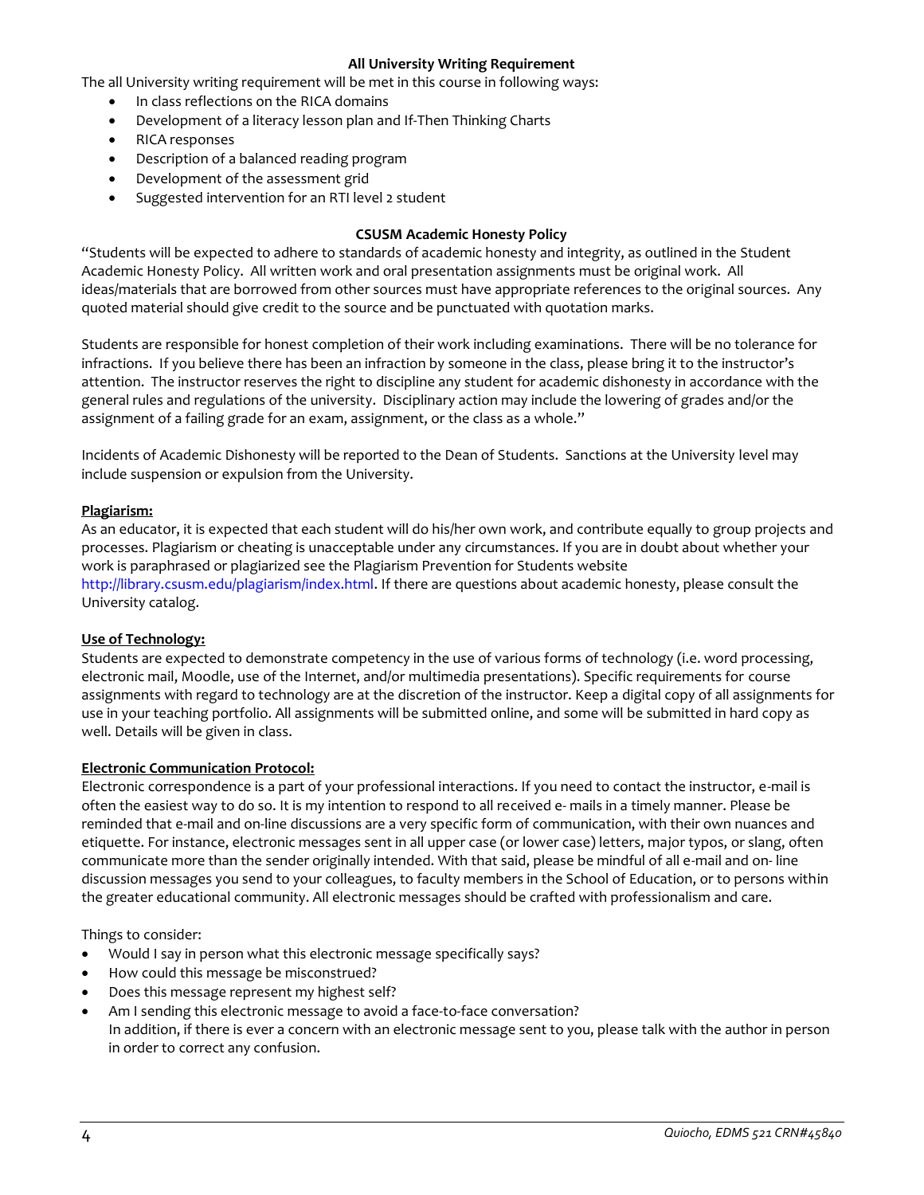### All University Writing Requirement

The all University writing requirement will be met in this course in following ways:

- In class reflections on the RICA domains
- Development of a literacy lesson plan and If-Then Thinking Charts
- RICA responses
- Description of a balanced reading program
- Development of the assessment grid
- Suggested intervention for an RTI level 2 student

### CSUSM Academic Honesty Policy

"Students will be expected to adhere to standards of academic honesty and integrity, as outlined in the Student Academic Honesty Policy. All written work and oral presentation assignments must be original work. All ideas/materials that are borrowed from other sources must have appropriate references to the original sources. Any quoted material should give credit to the source and be punctuated with quotation marks.

Students are responsible for honest completion of their work including examinations. There will be no tolerance for infractions. If you believe there has been an infraction by someone in the class, please bring it to the instructor's attention. The instructor reserves the right to discipline any student for academic dishonesty in accordance with the general rules and regulations of the university. Disciplinary action may include the lowering of grades and/or the assignment of a failing grade for an exam, assignment, or the class as a whole."

Incidents of Academic Dishonesty will be reported to the Dean of Students. Sanctions at the University level may include suspension or expulsion from the University.

**Plagiarism:**

As an educator, it is expected that each student will do his/her own work, and contribute equally to group projects and processes. Plagiarism or cheating is unacceptable under any circumstances. If you are in doubt about whether your work is paraphrased or plagiarized see the Plagiarism Prevention for Students website http://library.csusm.edu/plagiarism/index.html. If there are questions about academic honesty, please consult the University catalog.

**Use of Technology:**

Students are expected to demonstrate competency in the use of various forms of technology (i.e. word processing, electronic mail, Moodle, use of the Internet, and/or multimedia presentations). Specific requirements for course assignments with regard to technology are at the discretion of the instructor. Keep a digital copy of all assignments for use in your teaching portfolio. All assignments will be submitted online, and some will be submitted in hard copy as well. Details will be given in class.

**Electronic Communication Protocol:**

Electronic correspondence is a part of your professional interactions. If you need to contact the instructor, e-mail is often the easiest way to do so. It is my intention to respond to all received e- mails in a timely manner. Please be reminded that e-mail and on-line discussions are a very specific form of communication, with their own nuances and etiquette. For instance, electronic messages sent in all upper case (or lower case) letters, major typos, or slang, often communicate more than the sender originally intended. With that said, please be mindful of all e-mail and on- line discussion messages you send to your colleagues, to faculty members in the School of Education, or to persons within the greater educational community. All electronic messages should be crafted with professionalism and care.

Things to consider:

- Would I say in person what this electronic message specifically says?
- How could this message be misconstrued?
- Does this message represent my highest self?
- Am I sending this electronic message to avoid a face-to-face conversation?
  In addition, if there is ever a concern with an electronic message sent to you, please talk with the author in person in order to correct any confusion.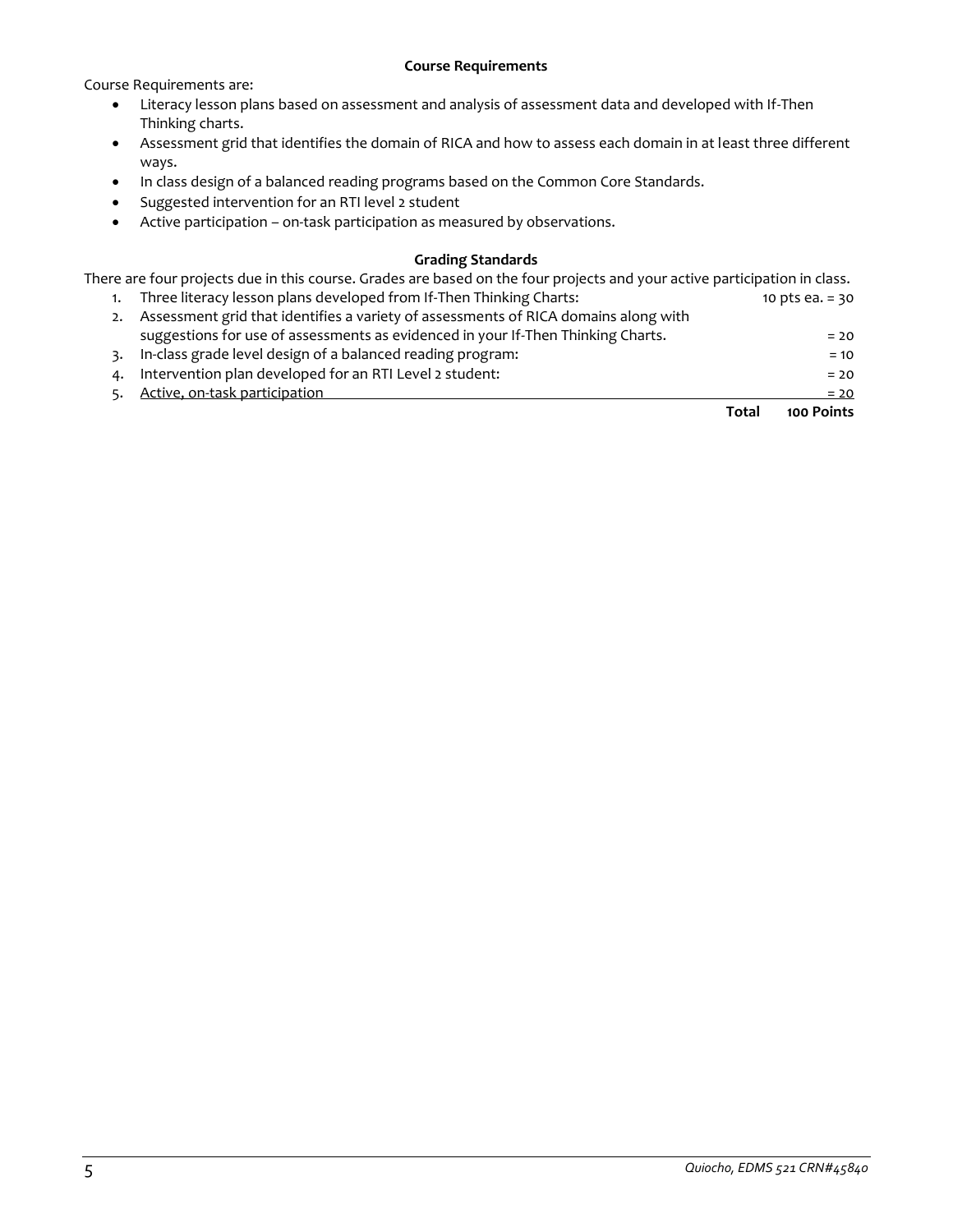### Course Requirements

Course Requirements are:

- Literacy lesson plans based on assessment and analysis of assessment data and developed with If-Then Thinking charts.
- Assessment grid that identifies the domain of RICA and how to assess each domain in at least three different ways.
- In class design of a balanced reading programs based on the Common Core Standards.
- Suggested intervention for an RTI level 2 student
- Active participation – on-task participation as measured by observations.

### Grading Standards

There are four projects due in this course. Grades are based on the four projects and your active participation in class.

| # | Project | Points |
|---|---|---|
| 1. | Three literacy lesson plans developed from If-Then Thinking Charts: | 10 pts ea. = 30 |
| 2. | Assessment grid that identifies a variety of assessments of RICA domains along with suggestions for use of assessments as evidenced in your If-Then Thinking Charts. | = 20 |
| 3. | In-class grade level design of a balanced reading program: | = 10 |
| 4. | Intervention plan developed for an RTI Level 2 student: | = 20 |
| 5. | Active, on-task participation | = 20 |
| | **Total** | **100 Points** |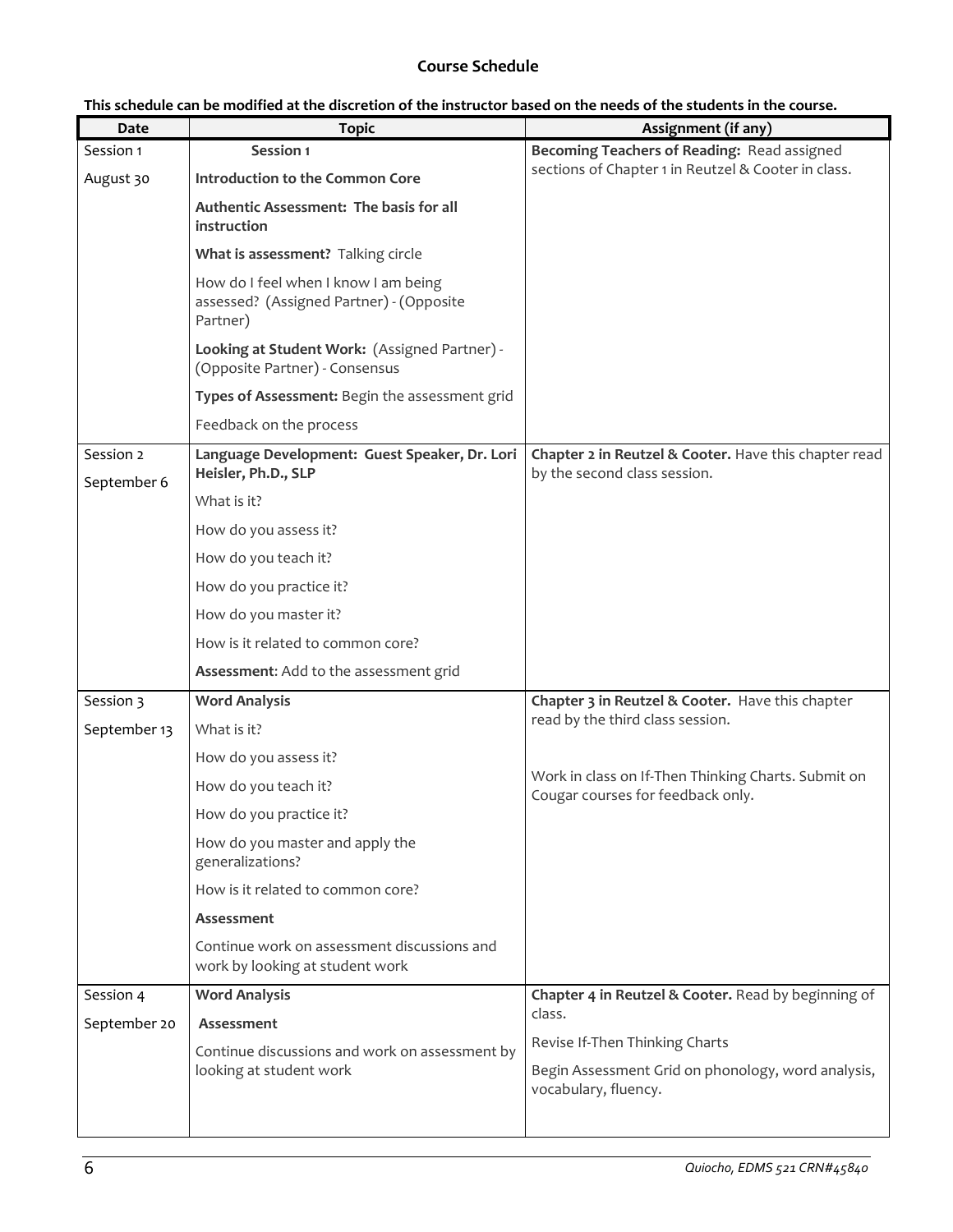## Course Schedule

**This schedule can be modified at the discretion of the instructor based on the needs of the students in the course.**

| Date | Topic | Assignment (if any) |
|---|---|---|
| Session 1<br>August 30 | **Session 1**<br>**Introduction to the Common Core**<br>**Authentic Assessment: The basis for all instruction**<br>**What is assessment?** Talking circle<br>How do I feel when I know I am being assessed? (Assigned Partner) - (Opposite Partner)<br>**Looking at Student Work:** (Assigned Partner) - (Opposite Partner) - Consensus<br>**Types of Assessment:** Begin the assessment grid<br>Feedback on the process | **Becoming Teachers of Reading:** Read assigned sections of Chapter 1 in Reutzel & Cooter in class. |
| Session 2<br>September 6 | **Language Development: Guest Speaker, Dr. Lori Heisler, Ph.D., SLP**<br>What is it?<br>How do you assess it?<br>How do you teach it?<br>How do you practice it?<br>How do you master it?<br>How is it related to common core?<br>**Assessment**: Add to the assessment grid | **Chapter 2 in Reutzel & Cooter.** Have this chapter read by the second class session. |
| Session 3<br>September 13 | **Word Analysis**<br>What is it?<br>How do you assess it?<br>How do you teach it?<br>How do you practice it?<br>How do you master and apply the generalizations?<br>How is it related to common core?<br>**Assessment**<br>Continue work on assessment discussions and work by looking at student work | **Chapter 3 in Reutzel & Cooter.** Have this chapter read by the third class session.<br><br>Work in class on If-Then Thinking Charts. Submit on Cougar courses for feedback only. |
| Session 4<br>September 20 | **Word Analysis**<br>**Assessment**<br>Continue discussions and work on assessment by looking at student work | **Chapter 4 in Reutzel & Cooter.** Read by beginning of class.<br>Revise If-Then Thinking Charts<br>Begin Assessment Grid on phonology, word analysis, vocabulary, fluency. |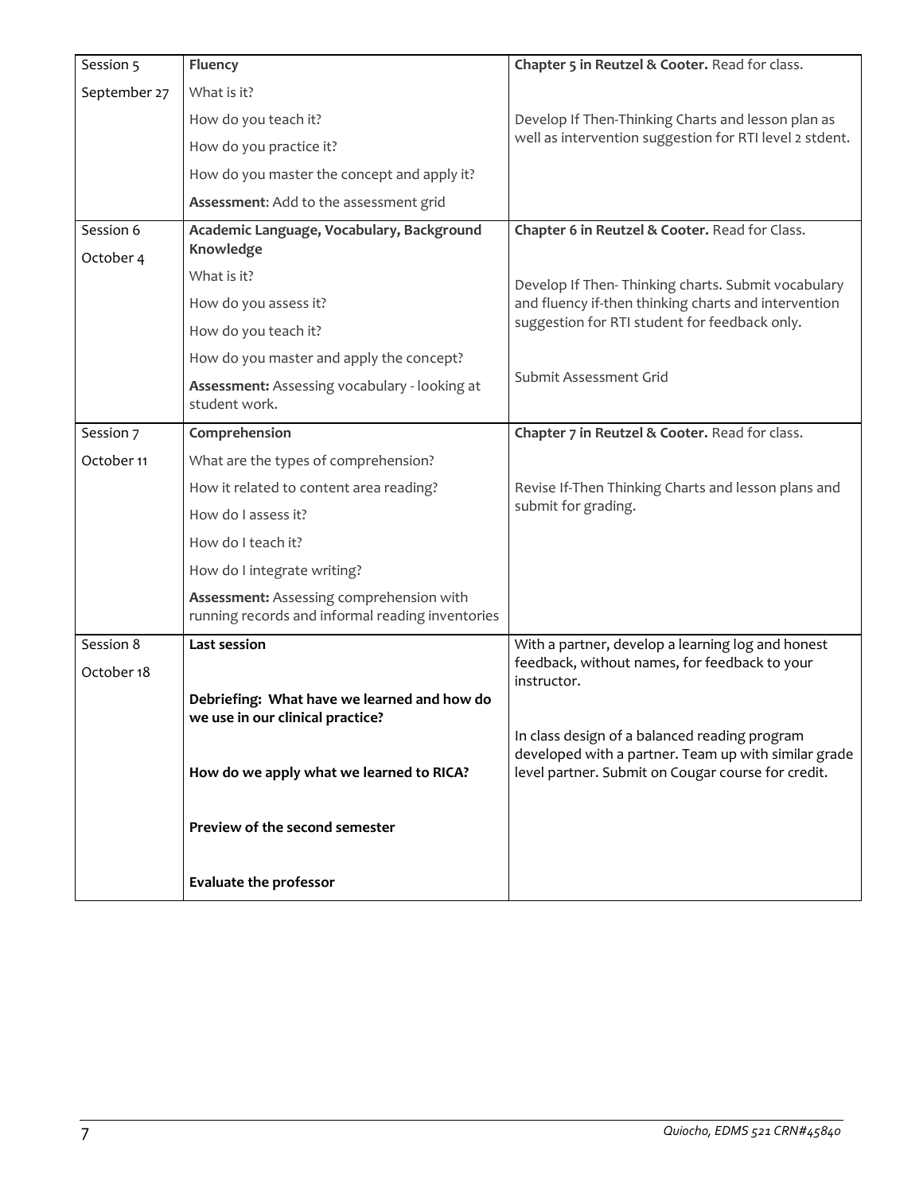| | | |
|---|---|---|
| Session 5<br>September 27 | **Fluency**<br>What is it?<br>How do you teach it?<br>How do you practice it?<br>How do you master the concept and apply it?<br>**Assessment**: Add to the assessment grid | **Chapter 5 in Reutzel & Cooter.** Read for class.<br><br>Develop If Then-Thinking Charts and lesson plan as well as intervention suggestion for RTI level 2 stdent. |
| Session 6<br>October 4 | **Academic Language, Vocabulary, Background Knowledge**<br>What is it?<br>How do you assess it?<br>How do you teach it?<br>How do you master and apply the concept?<br>**Assessment:** Assessing vocabulary - looking at student work. | **Chapter 6 in Reutzel & Cooter.** Read for Class.<br><br>Develop If Then- Thinking charts. Submit vocabulary and fluency if-then thinking charts and intervention suggestion for RTI student for feedback only.<br><br>Submit Assessment Grid |
| Session 7<br>October 11 | **Comprehension**<br>What are the types of comprehension?<br>How it related to content area reading?<br>How do I assess it?<br>How do I teach it?<br>How do I integrate writing?<br>**Assessment:** Assessing comprehension with running records and informal reading inventories | **Chapter 7 in Reutzel & Cooter.** Read for class.<br><br>Revise If-Then Thinking Charts and lesson plans and submit for grading. |
| Session 8<br>October 18 | **Last session**<br><br>**Debriefing: What have we learned and how do we use in our clinical practice?**<br><br>**How do we apply what we learned to RICA?**<br><br>**Preview of the second semester**<br><br>**Evaluate the professor** | With a partner, develop a learning log and honest feedback, without names, for feedback to your instructor.<br><br>In class design of a balanced reading program developed with a partner. Team up with similar grade level partner. Submit on Cougar course for credit. |